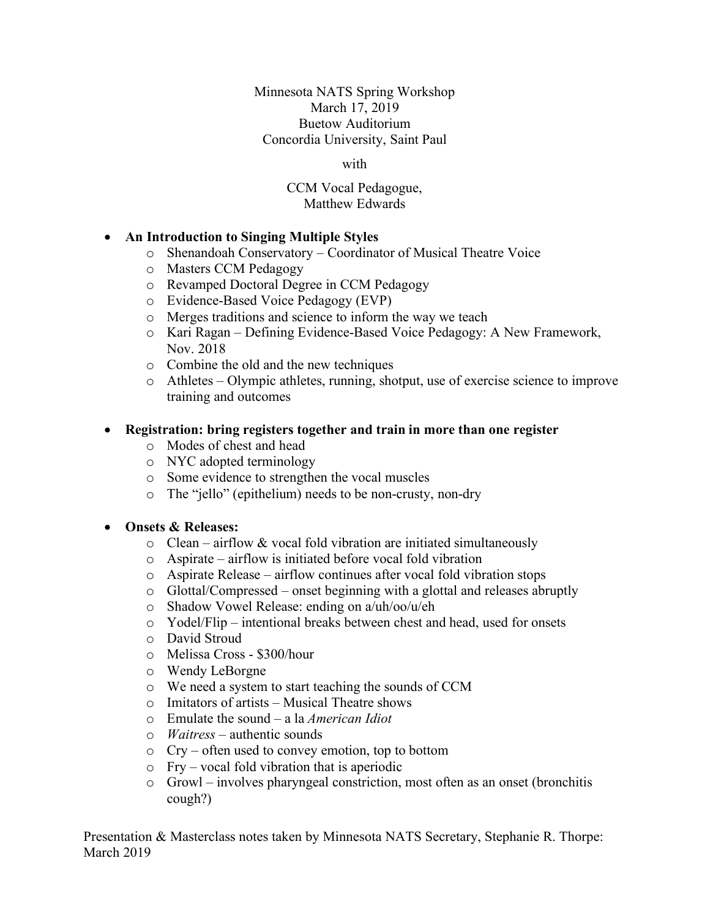Minnesota NATS Spring Workshop
March 17, 2019
Buetow Auditorium
Concordia University, Saint Paul

with

CCM Vocal Pedagogue,
Matthew Edwards

- **An Introduction to Singing Multiple Styles**
  - Shenandoah Conservatory – Coordinator of Musical Theatre Voice
  - Masters CCM Pedagogy
  - Revamped Doctoral Degree in CCM Pedagogy
  - Evidence-Based Voice Pedagogy (EVP)
  - Merges traditions and science to inform the way we teach
  - Kari Ragan – Defining Evidence-Based Voice Pedagogy: A New Framework, Nov. 2018
  - Combine the old and the new techniques
  - Athletes – Olympic athletes, running, shotput, use of exercise science to improve training and outcomes

- **Registration: bring registers together and train in more than one register**
  - Modes of chest and head
  - NYC adopted terminology
  - Some evidence to strengthen the vocal muscles
  - The "jello" (epithelium) needs to be non-crusty, non-dry

- **Onsets & Releases:**
  - Clean – airflow & vocal fold vibration are initiated simultaneously
  - Aspirate – airflow is initiated before vocal fold vibration
  - Aspirate Release – airflow continues after vocal fold vibration stops
  - Glottal/Compressed – onset beginning with a glottal and releases abruptly
  - Shadow Vowel Release: ending on a/uh/oo/u/eh
  - Yodel/Flip – intentional breaks between chest and head, used for onsets
  - David Stroud
  - Melissa Cross - $300/hour
  - Wendy LeBorgne
  - We need a system to start teaching the sounds of CCM
  - Imitators of artists – Musical Theatre shows
  - Emulate the sound – a la *American Idiot*
  - *Waitress* – authentic sounds
  - Cry – often used to convey emotion, top to bottom
  - Fry – vocal fold vibration that is aperiodic
  - Growl – involves pharyngeal constriction, most often as an onset (bronchitis cough?)

Presentation & Masterclass notes taken by Minnesota NATS Secretary, Stephanie R. Thorpe: March 2019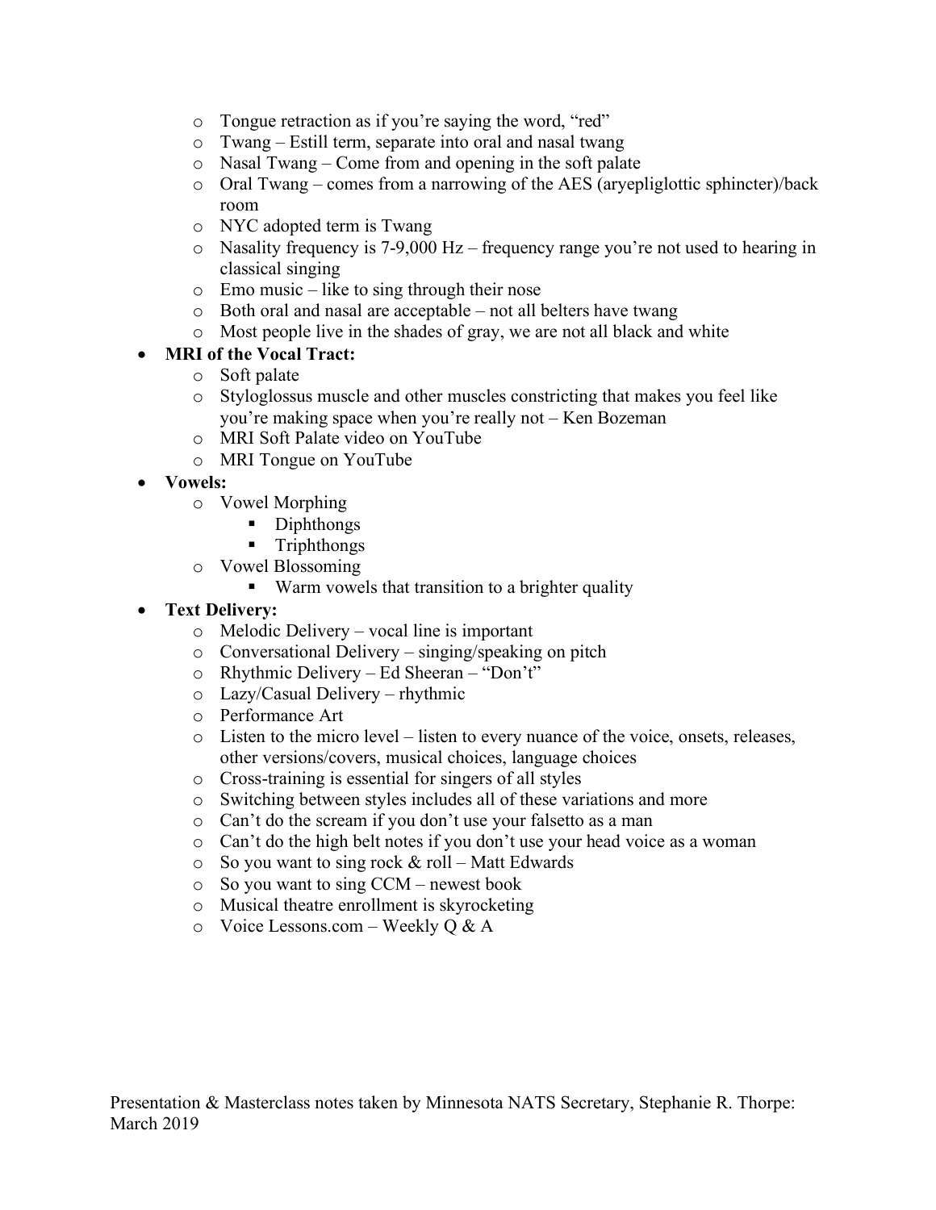- Tongue retraction as if you're saying the word, "red"
  - Twang – Estill term, separate into oral and nasal twang
  - Nasal Twang – Come from and opening in the soft palate
  - Oral Twang – comes from a narrowing of the AES (aryepliglottic sphincter)/back room
  - NYC adopted term is Twang
  - Nasality frequency is 7-9,000 Hz – frequency range you're not used to hearing in classical singing
  - Emo music – like to sing through their nose
  - Both oral and nasal are acceptable – not all belters have twang
  - Most people live in the shades of gray, we are not all black and white
- **MRI of the Vocal Tract:**
  - Soft palate
  - Styloglossus muscle and other muscles constricting that makes you feel like you're making space when you're really not – Ken Bozeman
  - MRI Soft Palate video on YouTube
  - MRI Tongue on YouTube
- **Vowels:**
  - Vowel Morphing
    - Diphthongs
    - Triphthongs
  - Vowel Blossoming
    - Warm vowels that transition to a brighter quality
- **Text Delivery:**
  - Melodic Delivery – vocal line is important
  - Conversational Delivery – singing/speaking on pitch
  - Rhythmic Delivery – Ed Sheeran – "Don't"
  - Lazy/Casual Delivery – rhythmic
  - Performance Art
  - Listen to the micro level – listen to every nuance of the voice, onsets, releases, other versions/covers, musical choices, language choices
  - Cross-training is essential for singers of all styles
  - Switching between styles includes all of these variations and more
  - Can't do the scream if you don't use your falsetto as a man
  - Can't do the high belt notes if you don't use your head voice as a woman
  - So you want to sing rock & roll – Matt Edwards
  - So you want to sing CCM – newest book
  - Musical theatre enrollment is skyrocketing
  - Voice Lessons.com – Weekly Q & A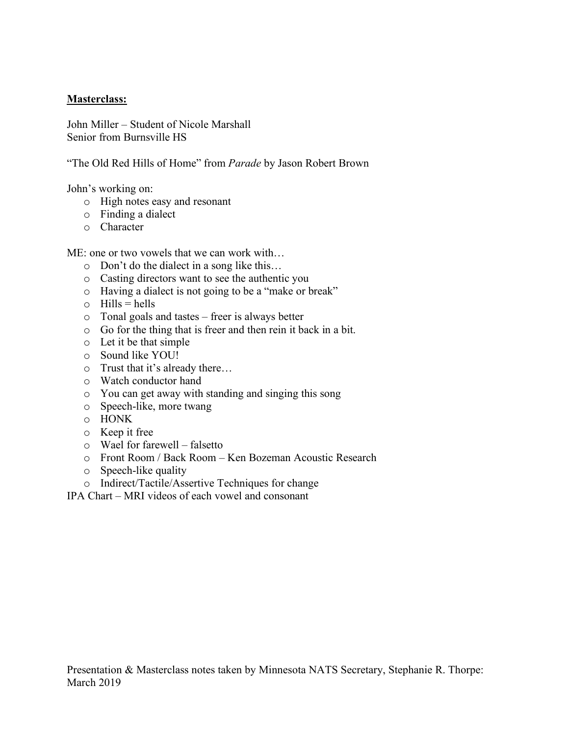**Masterclass:**

John Miller – Student of Nicole Marshall
Senior from Burnsville HS

"The Old Red Hills of Home" from *Parade* by Jason Robert Brown

John's working on:

- High notes easy and resonant
- Finding a dialect
- Character

ME: one or two vowels that we can work with…

- Don't do the dialect in a song like this…
- Casting directors want to see the authentic you
- Having a dialect is not going to be a "make or break"
- Hills = hells
- Tonal goals and tastes – freer is always better
- Go for the thing that is freer and then rein it back in a bit.
- Let it be that simple
- Sound like YOU!
- Trust that it's already there…
- Watch conductor hand
- You can get away with standing and singing this song
- Speech-like, more twang
- HONK
- Keep it free
- Wael for farewell – falsetto
- Front Room / Back Room – Ken Bozeman Acoustic Research
- Speech-like quality
- Indirect/Tactile/Assertive Techniques for change

IPA Chart – MRI videos of each vowel and consonant

Presentation & Masterclass notes taken by Minnesota NATS Secretary, Stephanie R. Thorpe: March 2019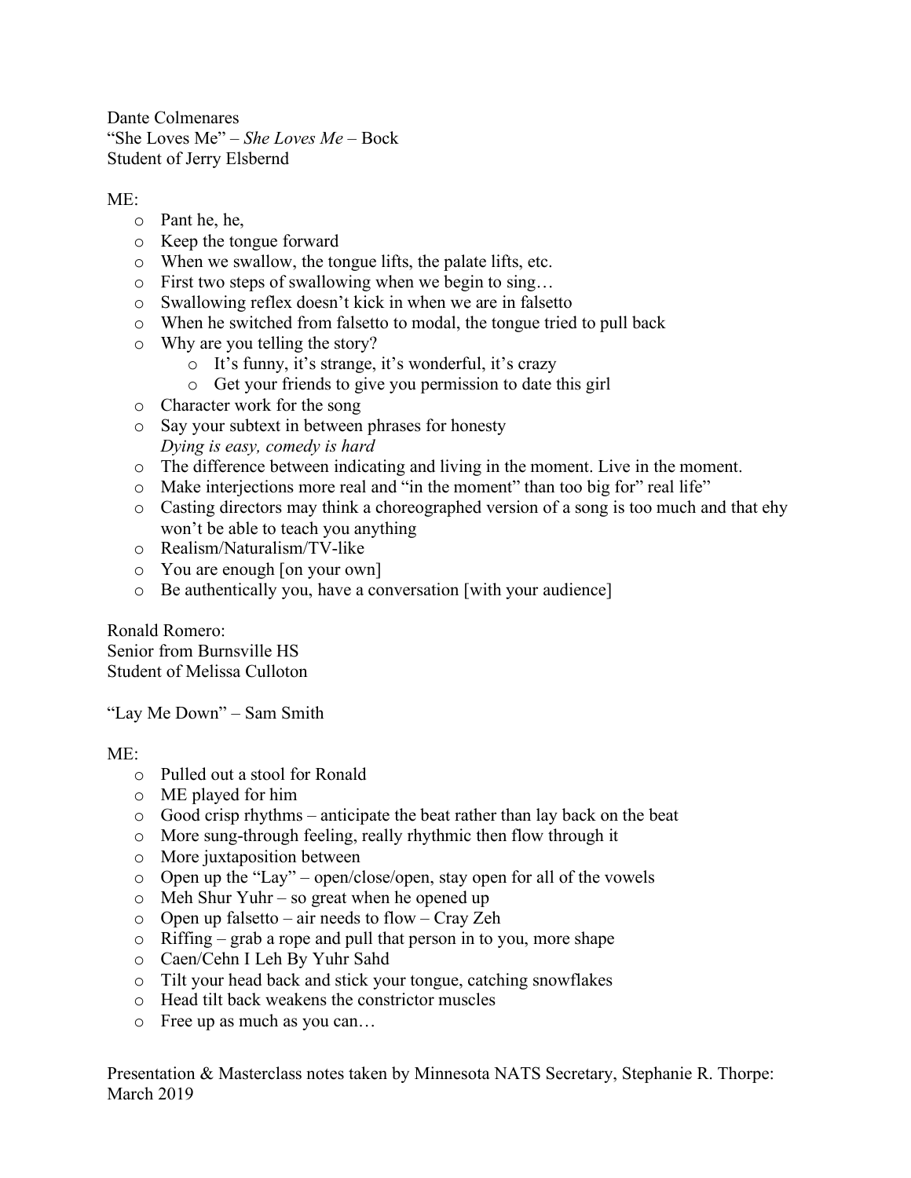Dante Colmenares
"She Loves Me" – *She Loves Me* – Bock
Student of Jerry Elsbernd

ME:

- Pant he, he,
- Keep the tongue forward
- When we swallow, the tongue lifts, the palate lifts, etc.
- First two steps of swallowing when we begin to sing…
- Swallowing reflex doesn't kick in when we are in falsetto
- When he switched from falsetto to modal, the tongue tried to pull back
- Why are you telling the story?
    - It's funny, it's strange, it's wonderful, it's crazy
    - Get your friends to give you permission to date this girl
- Character work for the song
- Say your subtext in between phrases for honesty
  *Dying is easy, comedy is hard*
- The difference between indicating and living in the moment. Live in the moment.
- Make interjections more real and "in the moment" than too big for" real life"
- Casting directors may think a choreographed version of a song is too much and that ehy won't be able to teach you anything
- Realism/Naturalism/TV-like
- You are enough [on your own]
- Be authentically you, have a conversation [with your audience]

Ronald Romero:
Senior from Burnsville HS
Student of Melissa Culloton

"Lay Me Down" – Sam Smith

ME:

- Pulled out a stool for Ronald
- ME played for him
- Good crisp rhythms – anticipate the beat rather than lay back on the beat
- More sung-through feeling, really rhythmic then flow through it
- More juxtaposition between
- Open up the "Lay" – open/close/open, stay open for all of the vowels
- Meh Shur Yuhr – so great when he opened up
- Open up falsetto – air needs to flow – Cray Zeh
- Riffing – grab a rope and pull that person in to you, more shape
- Caen/Cehn I Leh By Yuhr Sahd
- Tilt your head back and stick your tongue, catching snowflakes
- Head tilt back weakens the constrictor muscles
- Free up as much as you can…

Presentation & Masterclass notes taken by Minnesota NATS Secretary, Stephanie R. Thorpe: March 2019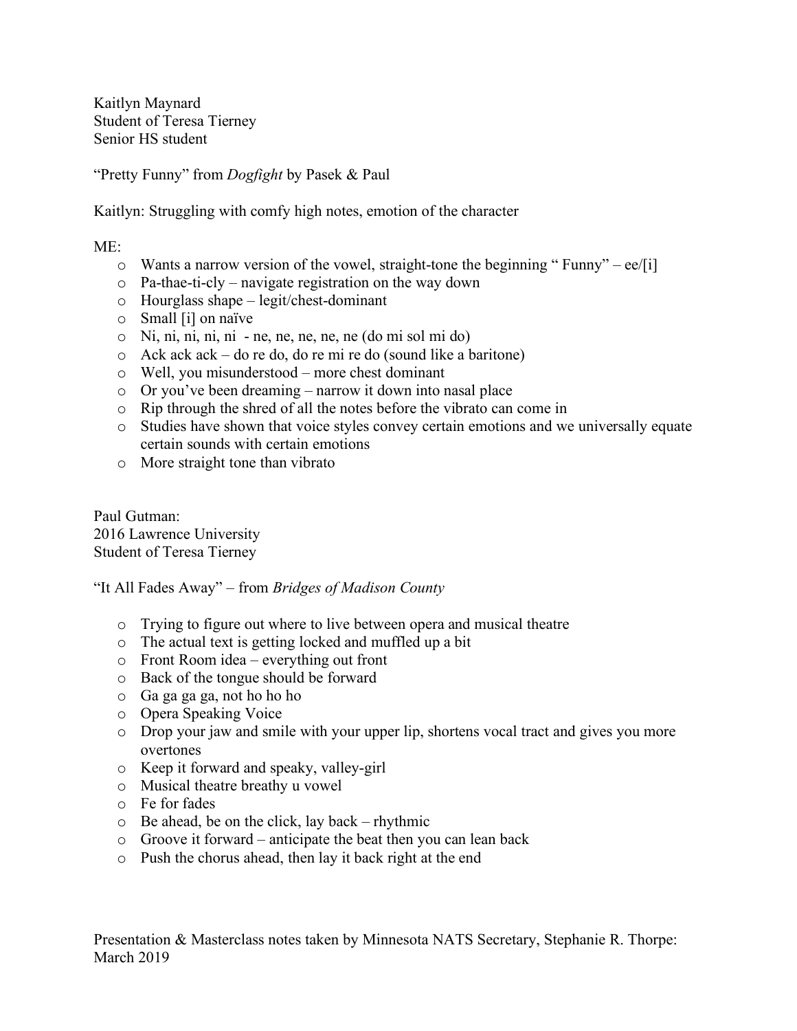Kaitlyn Maynard  
Student of Teresa Tierney  
Senior HS student

"Pretty Funny" from *Dogfight* by Pasek & Paul

Kaitlyn: Struggling with comfy high notes, emotion of the character

ME:

- Wants a narrow version of the vowel, straight-tone the beginning " Funny" – ee/[i]
- Pa-thae-ti-cly – navigate registration on the way down
- Hourglass shape – legit/chest-dominant
- Small [i] on naïve
- Ni, ni, ni, ni, ni - ne, ne, ne, ne, ne (do mi sol mi do)
- Ack ack ack – do re do, do re mi re do (sound like a baritone)
- Well, you misunderstood – more chest dominant
- Or you've been dreaming – narrow it down into nasal place
- Rip through the shred of all the notes before the vibrato can come in
- Studies have shown that voice styles convey certain emotions and we universally equate certain sounds with certain emotions
- More straight tone than vibrato

Paul Gutman:  
2016 Lawrence University  
Student of Teresa Tierney

"It All Fades Away" – from *Bridges of Madison County*

- Trying to figure out where to live between opera and musical theatre
- The actual text is getting locked and muffled up a bit
- Front Room idea – everything out front
- Back of the tongue should be forward
- Ga ga ga ga, not ho ho ho
- Opera Speaking Voice
- Drop your jaw and smile with your upper lip, shortens vocal tract and gives you more overtones
- Keep it forward and speaky, valley-girl
- Musical theatre breathy u vowel
- Fe for fades
- Be ahead, be on the click, lay back – rhythmic
- Groove it forward – anticipate the beat then you can lean back
- Push the chorus ahead, then lay it back right at the end

Presentation & Masterclass notes taken by Minnesota NATS Secretary, Stephanie R. Thorpe: March 2019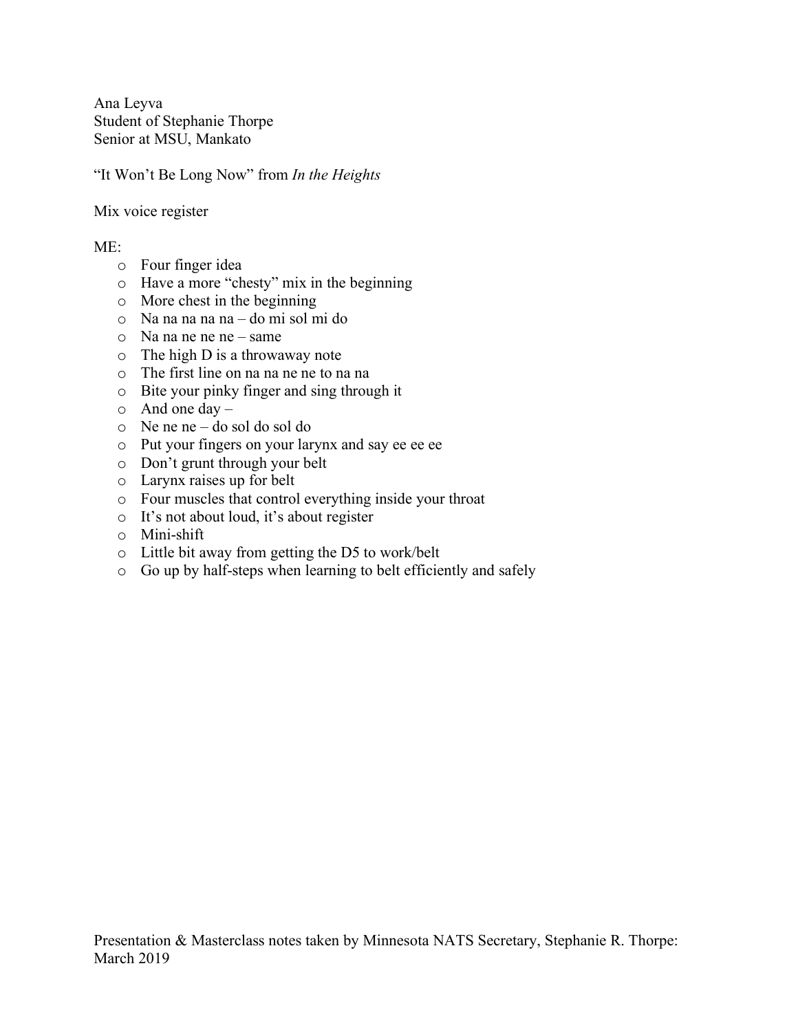Ana Leyva
Student of Stephanie Thorpe
Senior at MSU, Mankato

"It Won't Be Long Now" from *In the Heights*

Mix voice register

ME:

- Four finger idea
- Have a more "chesty" mix in the beginning
- More chest in the beginning
- Na na na na na – do mi sol mi do
- Na na ne ne ne – same
- The high D is a throwaway note
- The first line on na na ne ne to na na
- Bite your pinky finger and sing through it
- And one day –
- Ne ne ne – do sol do sol do
- Put your fingers on your larynx and say ee ee ee
- Don't grunt through your belt
- Larynx raises up for belt
- Four muscles that control everything inside your throat
- It's not about loud, it's about register
- Mini-shift
- Little bit away from getting the D5 to work/belt
- Go up by half-steps when learning to belt efficiently and safely